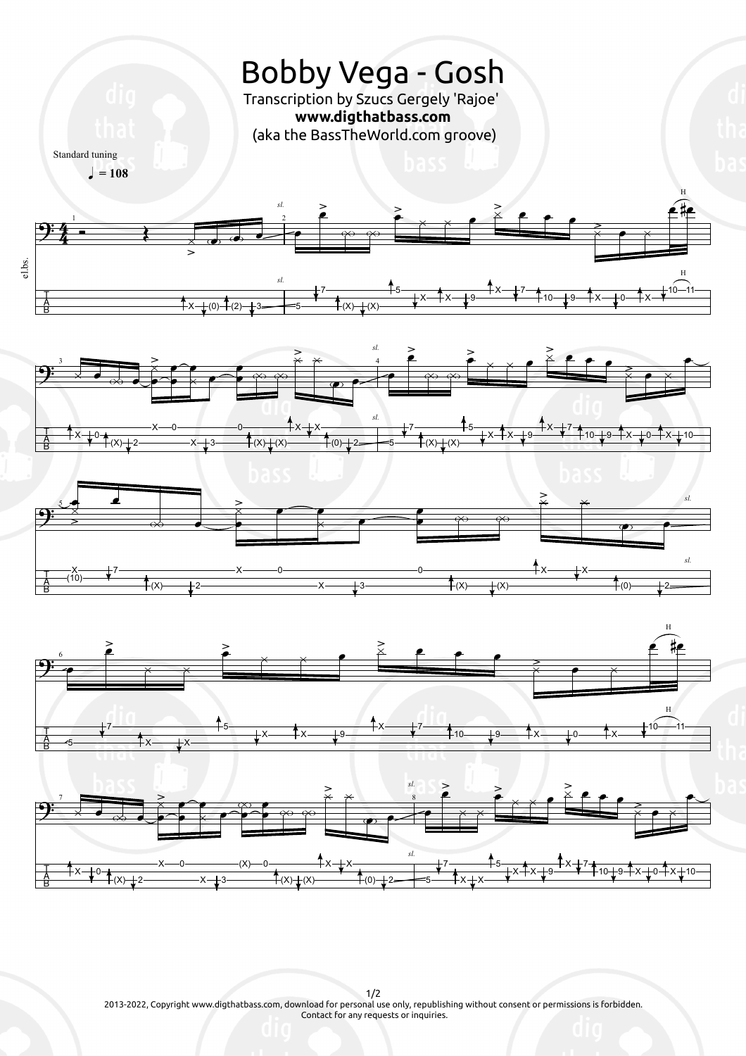# Bobby Vega - Gosh

Transcription by Szucs Gergely 'Rajoe'

**www.digthatbass.com**

(aka the BassTheWorld.com groove)

Standard tuning

♩ = 108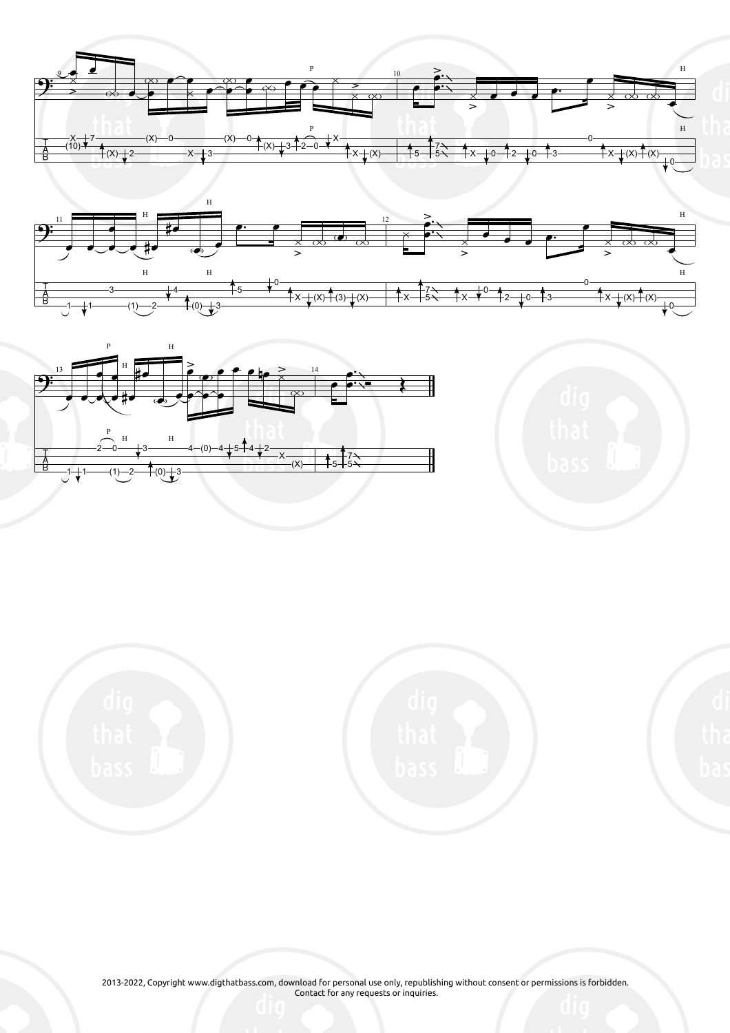2013-2022, Copyright www.digthatbass.com, download for personal use only, republishing without consent or permissions is forbidden.
Contact for any requests or inquiries.